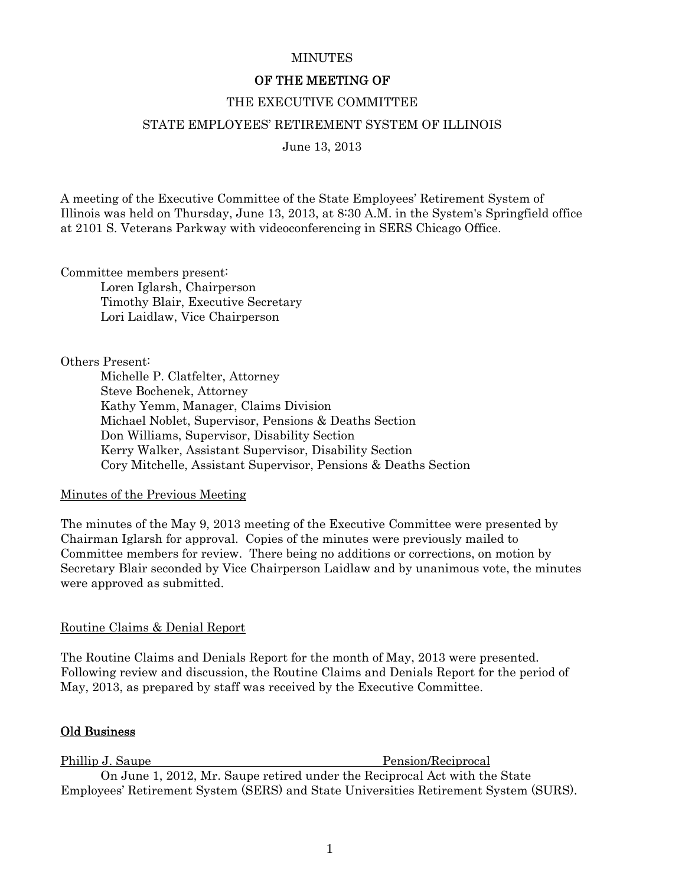MINUTES

**OF THE MEETING OF**

THE EXECUTIVE COMMITTEE

STATE EMPLOYEES' RETIREMENT SYSTEM OF ILLINOIS

June 13, 2013

A meeting of the Executive Committee of the State Employees' Retirement System of Illinois was held on Thursday, June 13, 2013, at 8:30 A.M. in the System's Springfield office at 2101 S. Veterans Parkway with videoconferencing in SERS Chicago Office.

Committee members present:
- Loren Iglarsh, Chairperson
- Timothy Blair, Executive Secretary
- Lori Laidlaw, Vice Chairperson

Others Present:
- Michelle P. Clatfelter, Attorney
- Steve Bochenek, Attorney
- Kathy Yemm, Manager, Claims Division
- Michael Noblet, Supervisor, Pensions & Deaths Section
- Don Williams, Supervisor, Disability Section
- Kerry Walker, Assistant Supervisor, Disability Section
- Cory Mitchelle, Assistant Supervisor, Pensions & Deaths Section

Minutes of the Previous Meeting

The minutes of the May 9, 2013 meeting of the Executive Committee were presented by Chairman Iglarsh for approval. Copies of the minutes were previously mailed to Committee members for review. There being no additions or corrections, on motion by Secretary Blair seconded by Vice Chairperson Laidlaw and by unanimous vote, the minutes were approved as submitted.

Routine Claims & Denial Report

The Routine Claims and Denials Report for the month of May, 2013 were presented. Following review and discussion, the Routine Claims and Denials Report for the period of May, 2013, as prepared by staff was received by the Executive Committee.

**Old Business**

Phillip J. Saupe — Pension/Reciprocal

On June 1, 2012, Mr. Saupe retired under the Reciprocal Act with the State Employees' Retirement System (SERS) and State Universities Retirement System (SURS).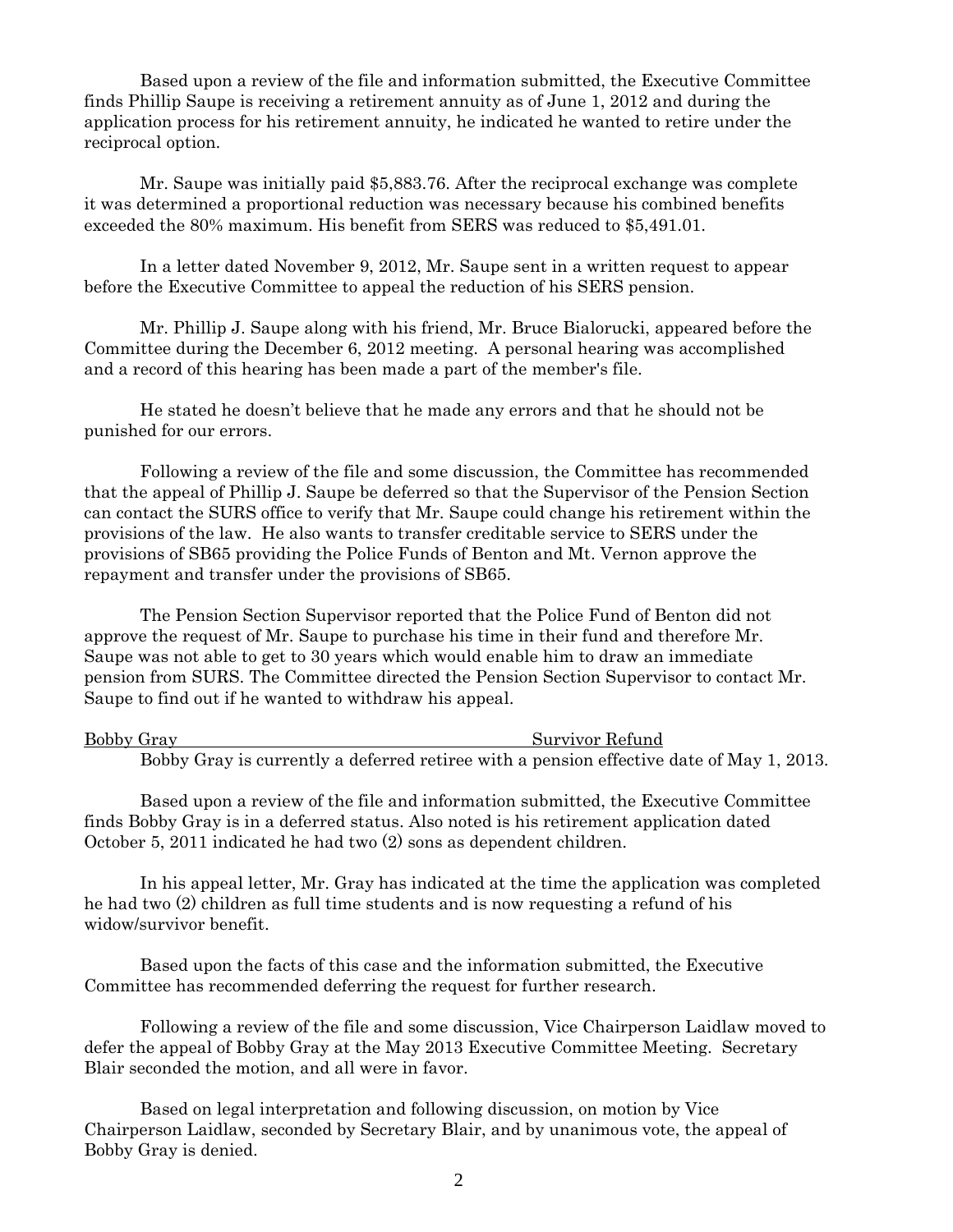Based upon a review of the file and information submitted, the Executive Committee finds Phillip Saupe is receiving a retirement annuity as of June 1, 2012 and during the application process for his retirement annuity, he indicated he wanted to retire under the reciprocal option.

Mr. Saupe was initially paid $5,883.76. After the reciprocal exchange was complete it was determined a proportional reduction was necessary because his combined benefits exceeded the 80% maximum. His benefit from SERS was reduced to $5,491.01.

In a letter dated November 9, 2012, Mr. Saupe sent in a written request to appear before the Executive Committee to appeal the reduction of his SERS pension.

Mr. Phillip J. Saupe along with his friend, Mr. Bruce Bialorucki, appeared before the Committee during the December 6, 2012 meeting. A personal hearing was accomplished and a record of this hearing has been made a part of the member's file.

He stated he doesn't believe that he made any errors and that he should not be punished for our errors.

Following a review of the file and some discussion, the Committee has recommended that the appeal of Phillip J. Saupe be deferred so that the Supervisor of the Pension Section can contact the SURS office to verify that Mr. Saupe could change his retirement within the provisions of the law. He also wants to transfer creditable service to SERS under the provisions of SB65 providing the Police Funds of Benton and Mt. Vernon approve the repayment and transfer under the provisions of SB65.

The Pension Section Supervisor reported that the Police Fund of Benton did not approve the request of Mr. Saupe to purchase his time in their fund and therefore Mr. Saupe was not able to get to 30 years which would enable him to draw an immediate pension from SURS. The Committee directed the Pension Section Supervisor to contact Mr. Saupe to find out if he wanted to withdraw his appeal.

<u>Bobby Gray Survivor Refund</u>

Bobby Gray is currently a deferred retiree with a pension effective date of May 1, 2013.

Based upon a review of the file and information submitted, the Executive Committee finds Bobby Gray is in a deferred status. Also noted is his retirement application dated October 5, 2011 indicated he had two (2) sons as dependent children.

In his appeal letter, Mr. Gray has indicated at the time the application was completed he had two (2) children as full time students and is now requesting a refund of his widow/survivor benefit.

Based upon the facts of this case and the information submitted, the Executive Committee has recommended deferring the request for further research.

Following a review of the file and some discussion, Vice Chairperson Laidlaw moved to defer the appeal of Bobby Gray at the May 2013 Executive Committee Meeting. Secretary Blair seconded the motion, and all were in favor.

Based on legal interpretation and following discussion, on motion by Vice Chairperson Laidlaw, seconded by Secretary Blair, and by unanimous vote, the appeal of Bobby Gray is denied.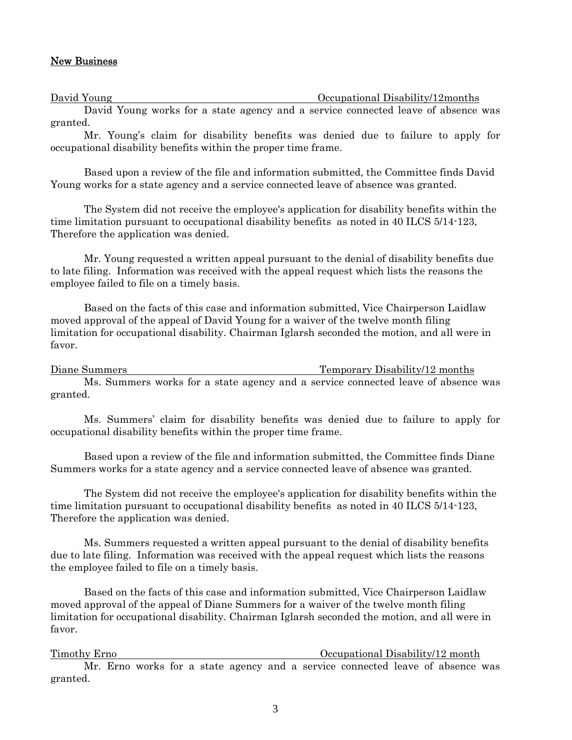## New Business

David Young — Occupational Disability/12months

David Young works for a state agency and a service connected leave of absence was granted.

Mr. Young's claim for disability benefits was denied due to failure to apply for occupational disability benefits within the proper time frame.

Based upon a review of the file and information submitted, the Committee finds David Young works for a state agency and a service connected leave of absence was granted.

The System did not receive the employee's application for disability benefits within the time limitation pursuant to occupational disability benefits as noted in 40 ILCS 5/14-123, Therefore the application was denied.

Mr. Young requested a written appeal pursuant to the denial of disability benefits due to late filing. Information was received with the appeal request which lists the reasons the employee failed to file on a timely basis.

Based on the facts of this case and information submitted, Vice Chairperson Laidlaw moved approval of the appeal of David Young for a waiver of the twelve month filing limitation for occupational disability. Chairman Iglarsh seconded the motion, and all were in favor.

Diane Summers — Temporary Disability/12 months

Ms. Summers works for a state agency and a service connected leave of absence was granted.

Ms. Summers' claim for disability benefits was denied due to failure to apply for occupational disability benefits within the proper time frame.

Based upon a review of the file and information submitted, the Committee finds Diane Summers works for a state agency and a service connected leave of absence was granted.

The System did not receive the employee's application for disability benefits within the time limitation pursuant to occupational disability benefits as noted in 40 ILCS 5/14-123, Therefore the application was denied.

Ms. Summers requested a written appeal pursuant to the denial of disability benefits due to late filing. Information was received with the appeal request which lists the reasons the employee failed to file on a timely basis.

Based on the facts of this case and information submitted, Vice Chairperson Laidlaw moved approval of the appeal of Diane Summers for a waiver of the twelve month filing limitation for occupational disability. Chairman Iglarsh seconded the motion, and all were in favor.

Timothy Erno — Occupational Disability/12 month

Mr. Erno works for a state agency and a service connected leave of absence was granted.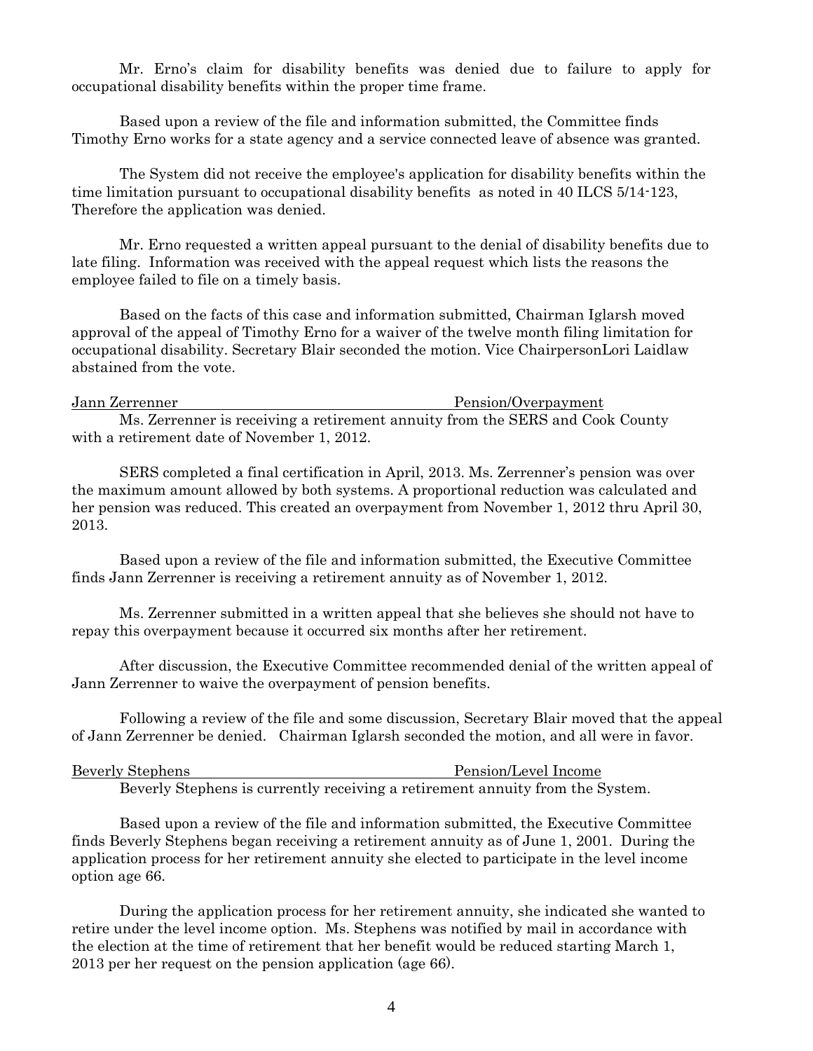Mr. Erno's claim for disability benefits was denied due to failure to apply for occupational disability benefits within the proper time frame.

Based upon a review of the file and information submitted, the Committee finds Timothy Erno works for a state agency and a service connected leave of absence was granted.

The System did not receive the employee's application for disability benefits within the time limitation pursuant to occupational disability benefits as noted in 40 ILCS 5/14-123, Therefore the application was denied.

Mr. Erno requested a written appeal pursuant to the denial of disability benefits due to late filing. Information was received with the appeal request which lists the reasons the employee failed to file on a timely basis.

Based on the facts of this case and information submitted, Chairman Iglarsh moved approval of the appeal of Timothy Erno for a waiver of the twelve month filing limitation for occupational disability. Secretary Blair seconded the motion. Vice ChairpersonLori Laidlaw abstained from the vote.

Jann Zerrenner — Pension/Overpayment

Ms. Zerrenner is receiving a retirement annuity from the SERS and Cook County with a retirement date of November 1, 2012.

SERS completed a final certification in April, 2013. Ms. Zerrenner's pension was over the maximum amount allowed by both systems. A proportional reduction was calculated and her pension was reduced. This created an overpayment from November 1, 2012 thru April 30, 2013.

Based upon a review of the file and information submitted, the Executive Committee finds Jann Zerrenner is receiving a retirement annuity as of November 1, 2012.

Ms. Zerrenner submitted in a written appeal that she believes she should not have to repay this overpayment because it occurred six months after her retirement.

After discussion, the Executive Committee recommended denial of the written appeal of Jann Zerrenner to waive the overpayment of pension benefits.

Following a review of the file and some discussion, Secretary Blair moved that the appeal of Jann Zerrenner be denied. Chairman Iglarsh seconded the motion, and all were in favor.

Beverly Stephens — Pension/Level Income

Beverly Stephens is currently receiving a retirement annuity from the System.

Based upon a review of the file and information submitted, the Executive Committee finds Beverly Stephens began receiving a retirement annuity as of June 1, 2001. During the application process for her retirement annuity she elected to participate in the level income option age 66.

During the application process for her retirement annuity, she indicated she wanted to retire under the level income option. Ms. Stephens was notified by mail in accordance with the election at the time of retirement that her benefit would be reduced starting March 1, 2013 per her request on the pension application (age 66).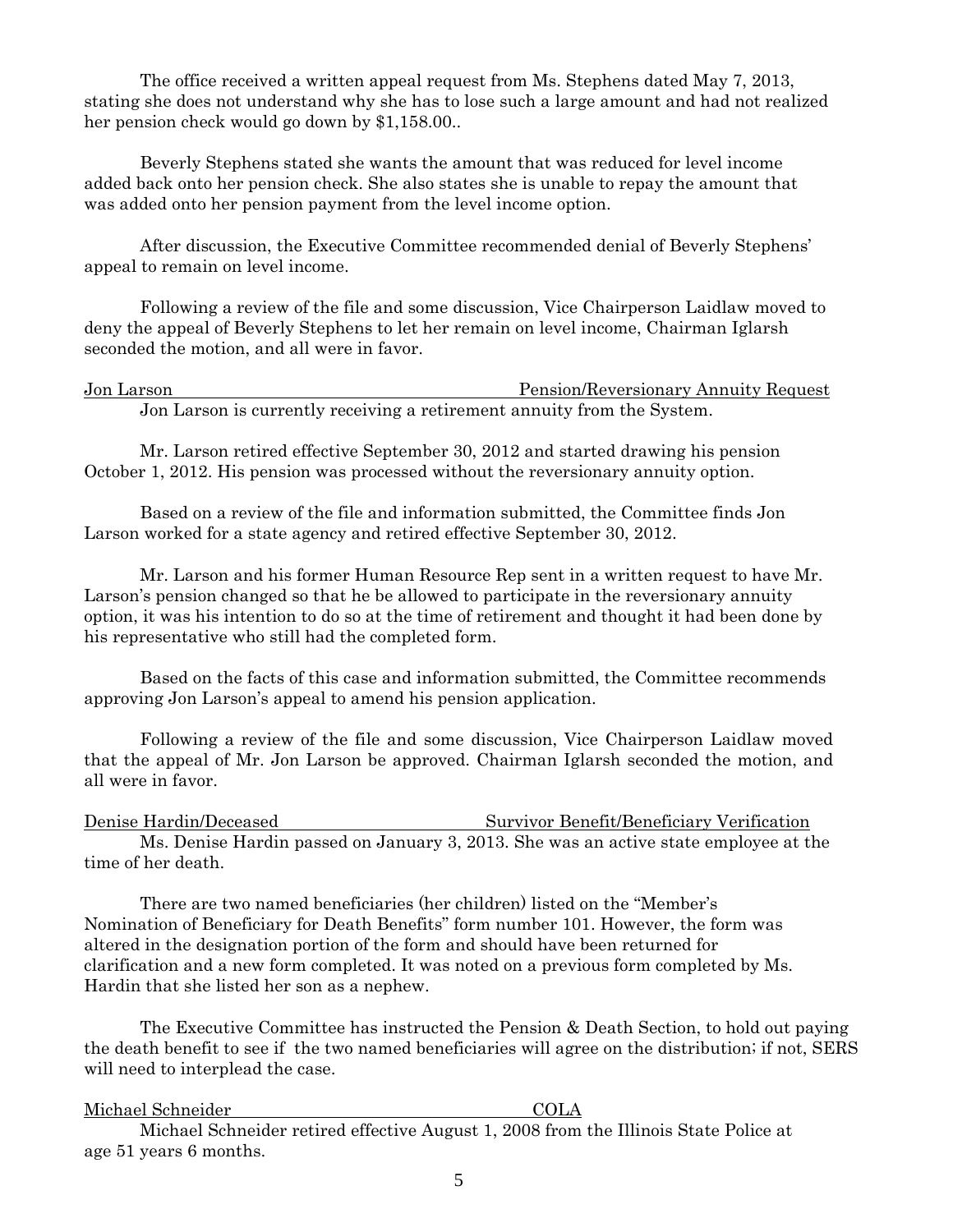The office received a written appeal request from Ms. Stephens dated May 7, 2013, stating she does not understand why she has to lose such a large amount and had not realized her pension check would go down by $1,158.00..

Beverly Stephens stated she wants the amount that was reduced for level income added back onto her pension check. She also states she is unable to repay the amount that was added onto her pension payment from the level income option.

After discussion, the Executive Committee recommended denial of Beverly Stephens' appeal to remain on level income.

Following a review of the file and some discussion, Vice Chairperson Laidlaw moved to deny the appeal of Beverly Stephens to let her remain on level income, Chairman Iglarsh seconded the motion, and all were in favor.

<u>Jon Larson — Pension/Reversionary Annuity Request</u>

Jon Larson is currently receiving a retirement annuity from the System.

Mr. Larson retired effective September 30, 2012 and started drawing his pension October 1, 2012. His pension was processed without the reversionary annuity option.

Based on a review of the file and information submitted, the Committee finds Jon Larson worked for a state agency and retired effective September 30, 2012.

Mr. Larson and his former Human Resource Rep sent in a written request to have Mr. Larson's pension changed so that he be allowed to participate in the reversionary annuity option, it was his intention to do so at the time of retirement and thought it had been done by his representative who still had the completed form.

Based on the facts of this case and information submitted, the Committee recommends approving Jon Larson's appeal to amend his pension application.

Following a review of the file and some discussion, Vice Chairperson Laidlaw moved that the appeal of Mr. Jon Larson be approved. Chairman Iglarsh seconded the motion, and all were in favor.

<u>Denise Hardin/Deceased — Survivor Benefit/Beneficiary Verification</u>

Ms. Denise Hardin passed on January 3, 2013. She was an active state employee at the time of her death.

There are two named beneficiaries (her children) listed on the "Member's Nomination of Beneficiary for Death Benefits" form number 101. However, the form was altered in the designation portion of the form and should have been returned for clarification and a new form completed. It was noted on a previous form completed by Ms. Hardin that she listed her son as a nephew.

The Executive Committee has instructed the Pension & Death Section, to hold out paying the death benefit to see if the two named beneficiaries will agree on the distribution; if not, SERS will need to interplead the case.

<u>Michael Schneider — COLA</u>

Michael Schneider retired effective August 1, 2008 from the Illinois State Police at age 51 years 6 months.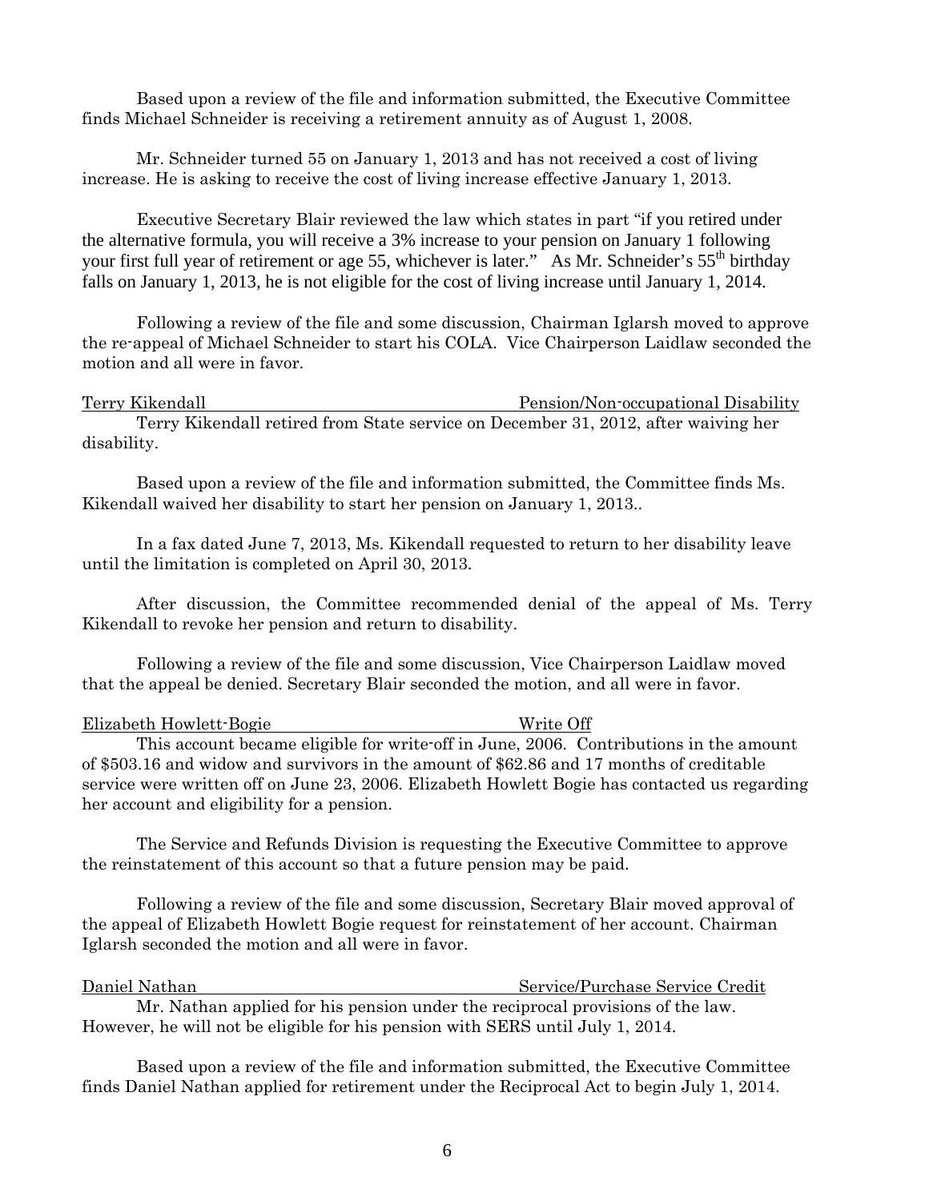Based upon a review of the file and information submitted, the Executive Committee finds Michael Schneider is receiving a retirement annuity as of August 1, 2008.

Mr. Schneider turned 55 on January 1, 2013 and has not received a cost of living increase. He is asking to receive the cost of living increase effective January 1, 2013.

Executive Secretary Blair reviewed the law which states in part "if you retired under the alternative formula, you will receive a 3% increase to your pension on January 1 following your first full year of retirement or age 55, whichever is later." As Mr. Schneider's 55th birthday falls on January 1, 2013, he is not eligible for the cost of living increase until January 1, 2014.

Following a review of the file and some discussion, Chairman Iglarsh moved to approve the re-appeal of Michael Schneider to start his COLA. Vice Chairperson Laidlaw seconded the motion and all were in favor.

Terry Kikendall — Pension/Non-occupational Disability

Terry Kikendall retired from State service on December 31, 2012, after waiving her disability.

Based upon a review of the file and information submitted, the Committee finds Ms. Kikendall waived her disability to start her pension on January 1, 2013..

In a fax dated June 7, 2013, Ms. Kikendall requested to return to her disability leave until the limitation is completed on April 30, 2013.

After discussion, the Committee recommended denial of the appeal of Ms. Terry Kikendall to revoke her pension and return to disability.

Following a review of the file and some discussion, Vice Chairperson Laidlaw moved that the appeal be denied. Secretary Blair seconded the motion, and all were in favor.

Elizabeth Howlett-Bogie — Write Off

This account became eligible for write-off in June, 2006. Contributions in the amount of $503.16 and widow and survivors in the amount of $62.86 and 17 months of creditable service were written off on June 23, 2006. Elizabeth Howlett Bogie has contacted us regarding her account and eligibility for a pension.

The Service and Refunds Division is requesting the Executive Committee to approve the reinstatement of this account so that a future pension may be paid.

Following a review of the file and some discussion, Secretary Blair moved approval of the appeal of Elizabeth Howlett Bogie request for reinstatement of her account. Chairman Iglarsh seconded the motion and all were in favor.

Daniel Nathan — Service/Purchase Service Credit

Mr. Nathan applied for his pension under the reciprocal provisions of the law. However, he will not be eligible for his pension with SERS until July 1, 2014.

Based upon a review of the file and information submitted, the Executive Committee finds Daniel Nathan applied for retirement under the Reciprocal Act to begin July 1, 2014.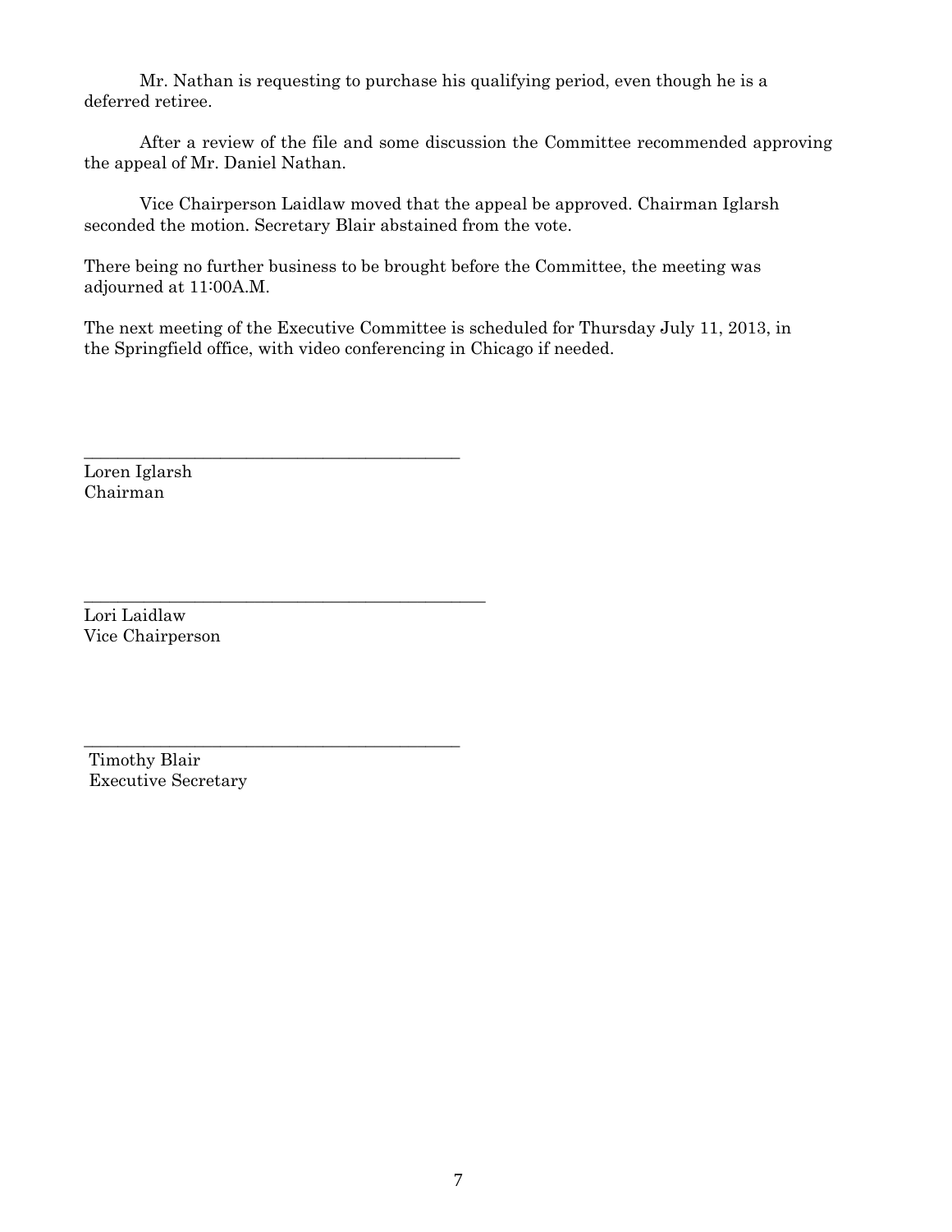Mr. Nathan is requesting to purchase his qualifying period, even though he is a deferred retiree.

After a review of the file and some discussion the Committee recommended approving the appeal of Mr. Daniel Nathan.

Vice Chairperson Laidlaw moved that the appeal be approved. Chairman Iglarsh seconded the motion. Secretary Blair abstained from the vote.

There being no further business to be brought before the Committee, the meeting was adjourned at 11:00A.M.

The next meeting of the Executive Committee is scheduled for Thursday July 11, 2013, in the Springfield office, with video conferencing in Chicago if needed.

\_\_\_\_\_\_\_\_\_\_\_\_\_\_\_\_\_\_\_\_\_\_\_\_\_\_\_\_\_\_\_\_\_\_\_\_\_\_\_\_\_\_\_\_
Loren Iglarsh
Chairman

\_\_\_\_\_\_\_\_\_\_\_\_\_\_\_\_\_\_\_\_\_\_\_\_\_\_\_\_\_\_\_\_\_\_\_\_\_\_\_\_\_\_\_\_
Lori Laidlaw
Vice Chairperson

\_\_\_\_\_\_\_\_\_\_\_\_\_\_\_\_\_\_\_\_\_\_\_\_\_\_\_\_\_\_\_\_\_\_\_\_\_\_\_\_\_\_\_\_
Timothy Blair
Executive Secretary